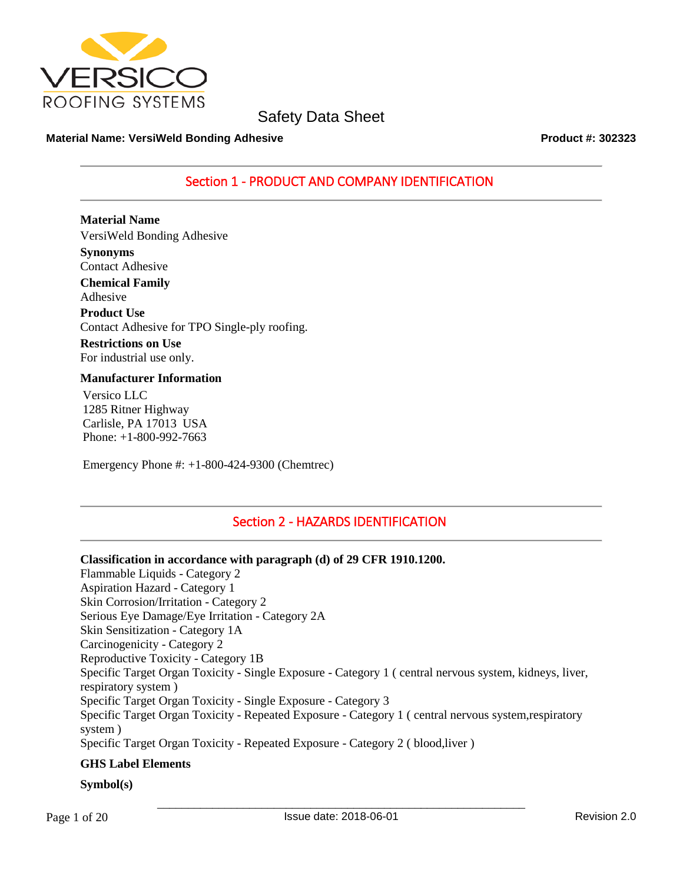# Safety Data Sheet

**Material Name: VersiWeld Bonding Adhesive** **Product #: 302323**

## Section 1 - PRODUCT AND COMPANY IDENTIFICATION

**Material Name**
VersiWeld Bonding Adhesive

**Synonyms**
Contact Adhesive

**Chemical Family**
Adhesive

**Product Use**
Contact Adhesive for TPO Single-ply roofing.

**Restrictions on Use**
For industrial use only.

**Manufacturer Information**

Versico LLC
1285 Ritner Highway
Carlisle, PA 17013 USA
Phone: +1-800-992-7663

Emergency Phone #: +1-800-424-9300 (Chemtrec)

## Section 2 - HAZARDS IDENTIFICATION

**Classification in accordance with paragraph (d) of 29 CFR 1910.1200.**

Flammable Liquids - Category 2
Aspiration Hazard - Category 1
Skin Corrosion/Irritation - Category 2
Serious Eye Damage/Eye Irritation - Category 2A
Skin Sensitization - Category 1A
Carcinogenicity - Category 2
Reproductive Toxicity - Category 1B
Specific Target Organ Toxicity - Single Exposure - Category 1 ( central nervous system, kidneys, liver, respiratory system )
Specific Target Organ Toxicity - Single Exposure - Category 3
Specific Target Organ Toxicity - Repeated Exposure - Category 1 ( central nervous system,respiratory system )
Specific Target Organ Toxicity - Repeated Exposure - Category 2 ( blood,liver )

**GHS Label Elements**

**Symbol(s)**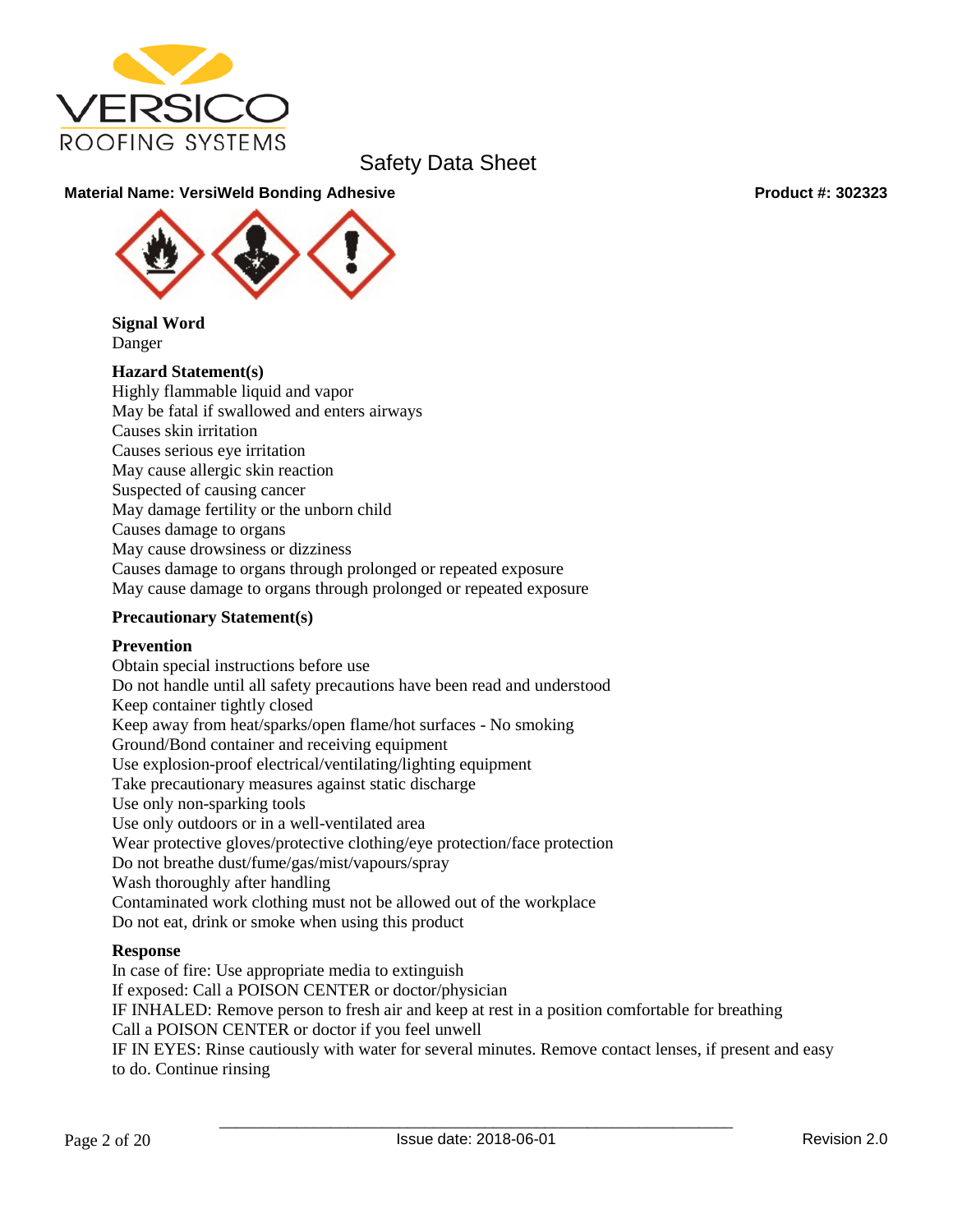Safety Data Sheet

**Material Name: VersiWeld Bonding Adhesive** **Product #: 302323**

**Signal Word**
Danger

**Hazard Statement(s)**
Highly flammable liquid and vapor
May be fatal if swallowed and enters airways
Causes skin irritation
Causes serious eye irritation
May cause allergic skin reaction
Suspected of causing cancer
May damage fertility or the unborn child
Causes damage to organs
May cause drowsiness or dizziness
Causes damage to organs through prolonged or repeated exposure
May cause damage to organs through prolonged or repeated exposure

**Precautionary Statement(s)**

**Prevention**
Obtain special instructions before use
Do not handle until all safety precautions have been read and understood
Keep container tightly closed
Keep away from heat/sparks/open flame/hot surfaces - No smoking
Ground/Bond container and receiving equipment
Use explosion-proof electrical/ventilating/lighting equipment
Take precautionary measures against static discharge
Use only non-sparking tools
Use only outdoors or in a well-ventilated area
Wear protective gloves/protective clothing/eye protection/face protection
Do not breathe dust/fume/gas/mist/vapours/spray
Wash thoroughly after handling
Contaminated work clothing must not be allowed out of the workplace
Do not eat, drink or smoke when using this product

**Response**
In case of fire: Use appropriate media to extinguish
If exposed: Call a POISON CENTER or doctor/physician
IF INHALED: Remove person to fresh air and keep at rest in a position comfortable for breathing
Call a POISON CENTER or doctor if you feel unwell
IF IN EYES: Rinse cautiously with water for several minutes. Remove contact lenses, if present and easy to do. Continue rinsing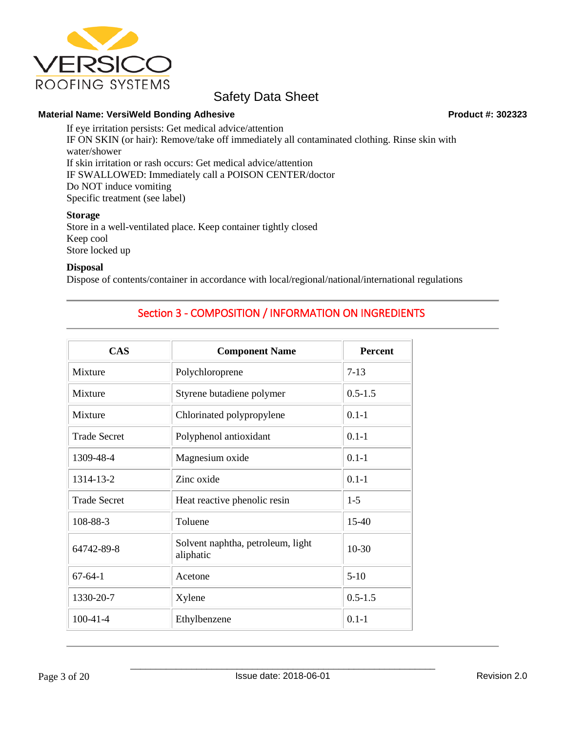If eye irritation persists: Get medical advice/attention
IF ON SKIN (or hair): Remove/take off immediately all contaminated clothing. Rinse skin with water/shower
If skin irritation or rash occurs: Get medical advice/attention
IF SWALLOWED: Immediately call a POISON CENTER/doctor
Do NOT induce vomiting
Specific treatment (see label)

**Storage**
Store in a well-ventilated place. Keep container tightly closed
Keep cool
Store locked up

**Disposal**
Dispose of contents/container in accordance with local/regional/national/international regulations

## Section 3 - COMPOSITION / INFORMATION ON INGREDIENTS

| CAS | Component Name | Percent |
|---|---|---|
| Mixture | Polychloroprene | 7-13 |
| Mixture | Styrene butadiene polymer | 0.5-1.5 |
| Mixture | Chlorinated polypropylene | 0.1-1 |
| Trade Secret | Polyphenol antioxidant | 0.1-1 |
| 1309-48-4 | Magnesium oxide | 0.1-1 |
| 1314-13-2 | Zinc oxide | 0.1-1 |
| Trade Secret | Heat reactive phenolic resin | 1-5 |
| 108-88-3 | Toluene | 15-40 |
| 64742-89-8 | Solvent naphtha, petroleum, light aliphatic | 10-30 |
| 67-64-1 | Acetone | 5-10 |
| 1330-20-7 | Xylene | 0.5-1.5 |
| 100-41-4 | Ethylbenzene | 0.1-1 |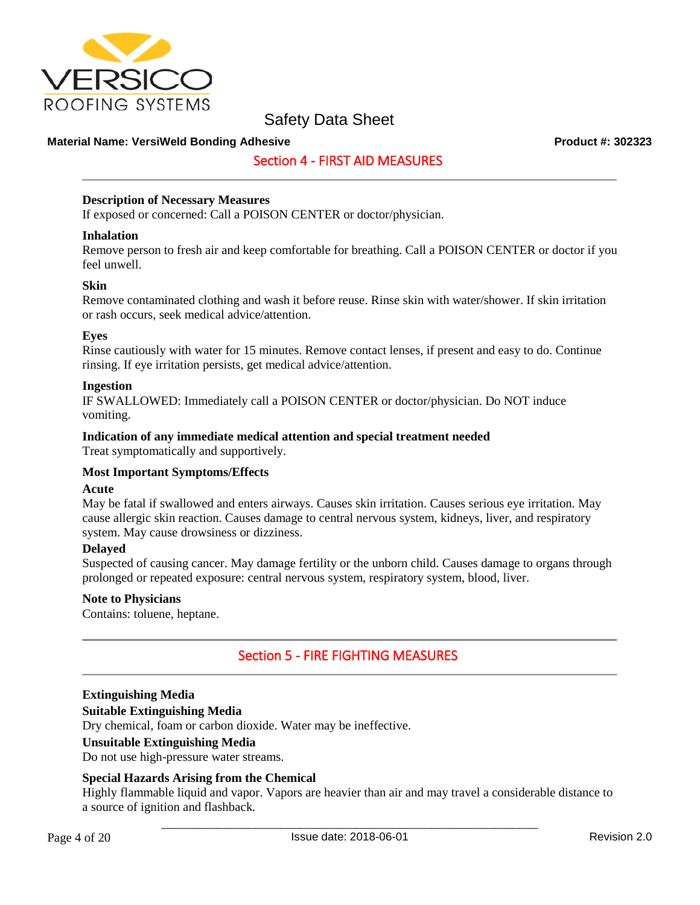## Section 4 - FIRST AID MEASURES

**Description of Necessary Measures**
If exposed or concerned: Call a POISON CENTER or doctor/physician.

**Inhalation**
Remove person to fresh air and keep comfortable for breathing. Call a POISON CENTER or doctor if you feel unwell.

**Skin**
Remove contaminated clothing and wash it before reuse. Rinse skin with water/shower. If skin irritation or rash occurs, seek medical advice/attention.

**Eyes**
Rinse cautiously with water for 15 minutes. Remove contact lenses, if present and easy to do. Continue rinsing. If eye irritation persists, get medical advice/attention.

**Ingestion**
IF SWALLOWED: Immediately call a POISON CENTER or doctor/physician. Do NOT induce vomiting.

**Indication of any immediate medical attention and special treatment needed**
Treat symptomatically and supportively.

**Most Important Symptoms/Effects**

**Acute**
May be fatal if swallowed and enters airways. Causes skin irritation. Causes serious eye irritation. May cause allergic skin reaction. Causes damage to central nervous system, kidneys, liver, and respiratory system. May cause drowsiness or dizziness.

**Delayed**
Suspected of causing cancer. May damage fertility or the unborn child. Causes damage to organs through prolonged or repeated exposure: central nervous system, respiratory system, blood, liver.

**Note to Physicians**
Contains: toluene, heptane.

## Section 5 - FIRE FIGHTING MEASURES

**Extinguishing Media**

**Suitable Extinguishing Media**
Dry chemical, foam or carbon dioxide. Water may be ineffective.

**Unsuitable Extinguishing Media**
Do not use high-pressure water streams.

**Special Hazards Arising from the Chemical**
Highly flammable liquid and vapor. Vapors are heavier than air and may travel a considerable distance to a source of ignition and flashback.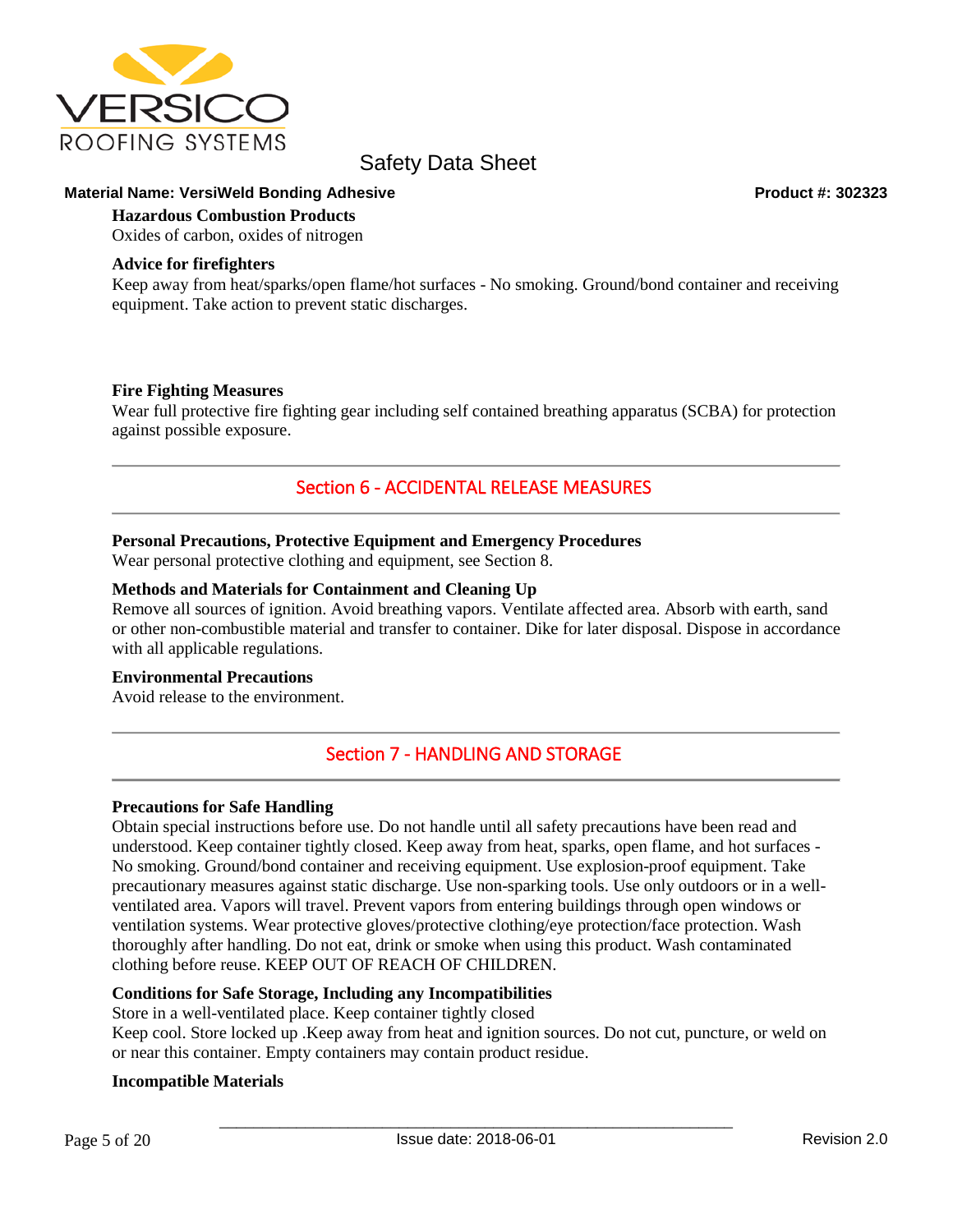**Hazardous Combustion Products**
Oxides of carbon, oxides of nitrogen

**Advice for firefighters**
Keep away from heat/sparks/open flame/hot surfaces - No smoking. Ground/bond container and receiving equipment. Take action to prevent static discharges.

**Fire Fighting Measures**
Wear full protective fire fighting gear including self contained breathing apparatus (SCBA) for protection against possible exposure.

## Section 6 - ACCIDENTAL RELEASE MEASURES

**Personal Precautions, Protective Equipment and Emergency Procedures**
Wear personal protective clothing and equipment, see Section 8.

**Methods and Materials for Containment and Cleaning Up**
Remove all sources of ignition. Avoid breathing vapors. Ventilate affected area. Absorb with earth, sand or other non-combustible material and transfer to container. Dike for later disposal. Dispose in accordance with all applicable regulations.

**Environmental Precautions**
Avoid release to the environment.

## Section 7 - HANDLING AND STORAGE

**Precautions for Safe Handling**
Obtain special instructions before use. Do not handle until all safety precautions have been read and understood. Keep container tightly closed. Keep away from heat, sparks, open flame, and hot surfaces - No smoking. Ground/bond container and receiving equipment. Use explosion-proof equipment. Take precautionary measures against static discharge. Use non-sparking tools. Use only outdoors or in a well-ventilated area. Vapors will travel. Prevent vapors from entering buildings through open windows or ventilation systems. Wear protective gloves/protective clothing/eye protection/face protection. Wash thoroughly after handling. Do not eat, drink or smoke when using this product. Wash contaminated clothing before reuse. KEEP OUT OF REACH OF CHILDREN.

**Conditions for Safe Storage, Including any Incompatibilities**
Store in a well-ventilated place. Keep container tightly closed
Keep cool. Store locked up .Keep away from heat and ignition sources. Do not cut, puncture, or weld on or near this container. Empty containers may contain product residue.

**Incompatible Materials**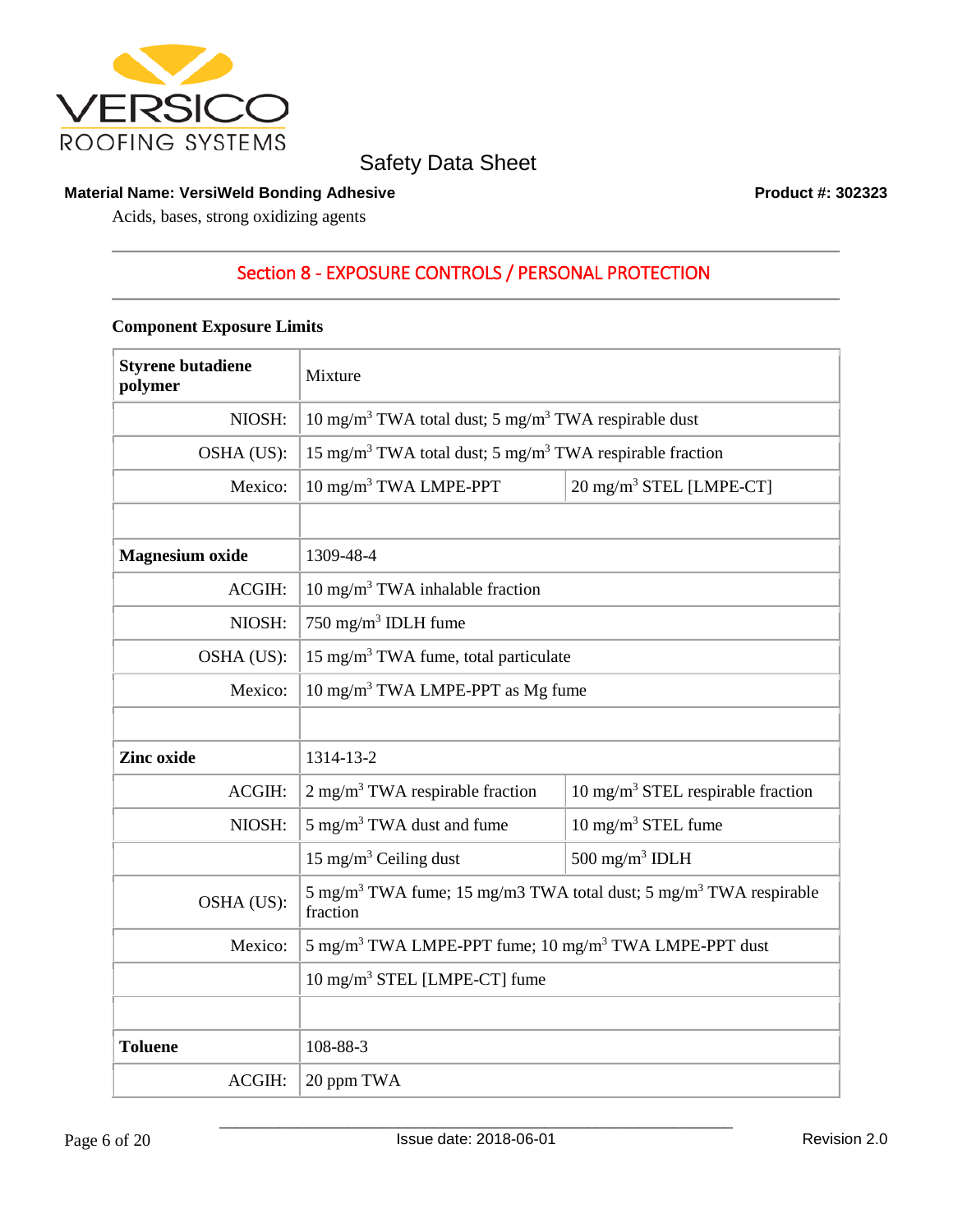Acids, bases, strong oxidizing agents

## Section 8 - EXPOSURE CONTROLS / PERSONAL PROTECTION

**Component Exposure Limits**

| **Styrene butadiene polymer** | Mixture | |
|---|---|---|
| NIOSH: | 10 mg/m$^3$ TWA total dust; 5 mg/m$^3$ TWA respirable dust | |
| OSHA (US): | 15 mg/m$^3$ TWA total dust; 5 mg/m$^3$ TWA respirable fraction | |
| Mexico: | 10 mg/m$^3$ TWA LMPE-PPT | 20 mg/m$^3$ STEL [LMPE-CT] |
| | | |
| **Magnesium oxide** | 1309-48-4 | |
| ACGIH: | 10 mg/m$^3$ TWA inhalable fraction | |
| NIOSH: | 750 mg/m$^3$ IDLH fume | |
| OSHA (US): | 15 mg/m$^3$ TWA fume, total particulate | |
| Mexico: | 10 mg/m$^3$ TWA LMPE-PPT as Mg fume | |
| | | |
| **Zinc oxide** | 1314-13-2 | |
| ACGIH: | 2 mg/m$^3$ TWA respirable fraction | 10 mg/m$^3$ STEL respirable fraction |
| NIOSH: | 5 mg/m$^3$ TWA dust and fume | 10 mg/m$^3$ STEL fume |
| | 15 mg/m$^3$ Ceiling dust | 500 mg/m$^3$ IDLH |
| OSHA (US): | 5 mg/m$^3$ TWA fume; 15 mg/m3 TWA total dust; 5 mg/m$^3$ TWA respirable fraction | |
| Mexico: | 5 mg/m$^3$ TWA LMPE-PPT fume; 10 mg/m$^3$ TWA LMPE-PPT dust | |
| | 10 mg/m$^3$ STEL [LMPE-CT] fume | |
| | | |
| **Toluene** | 108-88-3 | |
| ACGIH: | 20 ppm TWA | |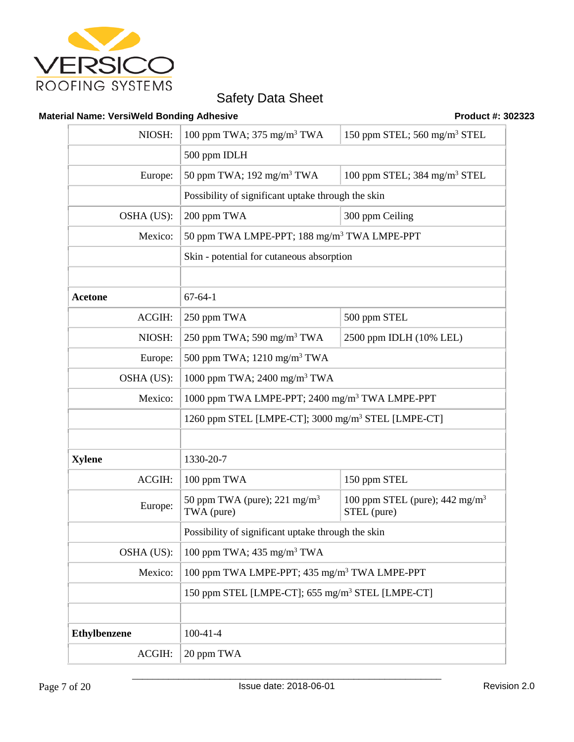Safety Data Sheet

**Material Name: VersiWeld Bonding Adhesive** **Product #: 302323**

| | | |
|---|---|---|
| NIOSH: | 100 ppm TWA; 375 mg/m³ TWA | 150 ppm STEL; 560 mg/m³ STEL |
| | 500 ppm IDLH | |
| Europe: | 50 ppm TWA; 192 mg/m³ TWA | 100 ppm STEL; 384 mg/m³ STEL |
| | Possibility of significant uptake through the skin | |
| OSHA (US): | 200 ppm TWA | 300 ppm Ceiling |
| Mexico: | 50 ppm TWA LMPE-PPT; 188 mg/m³ TWA LMPE-PPT | |
| | Skin - potential for cutaneous absorption | |
| | | |
| **Acetone** | 67-64-1 | |
| ACGIH: | 250 ppm TWA | 500 ppm STEL |
| NIOSH: | 250 ppm TWA; 590 mg/m³ TWA | 2500 ppm IDLH (10% LEL) |
| Europe: | 500 ppm TWA; 1210 mg/m³ TWA | |
| OSHA (US): | 1000 ppm TWA; 2400 mg/m³ TWA | |
| Mexico: | 1000 ppm TWA LMPE-PPT; 2400 mg/m³ TWA LMPE-PPT | |
| | 1260 ppm STEL [LMPE-CT]; 3000 mg/m³ STEL [LMPE-CT] | |
| | | |
| **Xylene** | 1330-20-7 | |
| ACGIH: | 100 ppm TWA | 150 ppm STEL |
| Europe: | 50 ppm TWA (pure); 221 mg/m³ TWA (pure) | 100 ppm STEL (pure); 442 mg/m³ STEL (pure) |
| | Possibility of significant uptake through the skin | |
| OSHA (US): | 100 ppm TWA; 435 mg/m³ TWA | |
| Mexico: | 100 ppm TWA LMPE-PPT; 435 mg/m³ TWA LMPE-PPT | |
| | 150 ppm STEL [LMPE-CT]; 655 mg/m³ STEL [LMPE-CT] | |
| | | |
| **Ethylbenzene** | 100-41-4 | |
| ACGIH: | 20 ppm TWA | |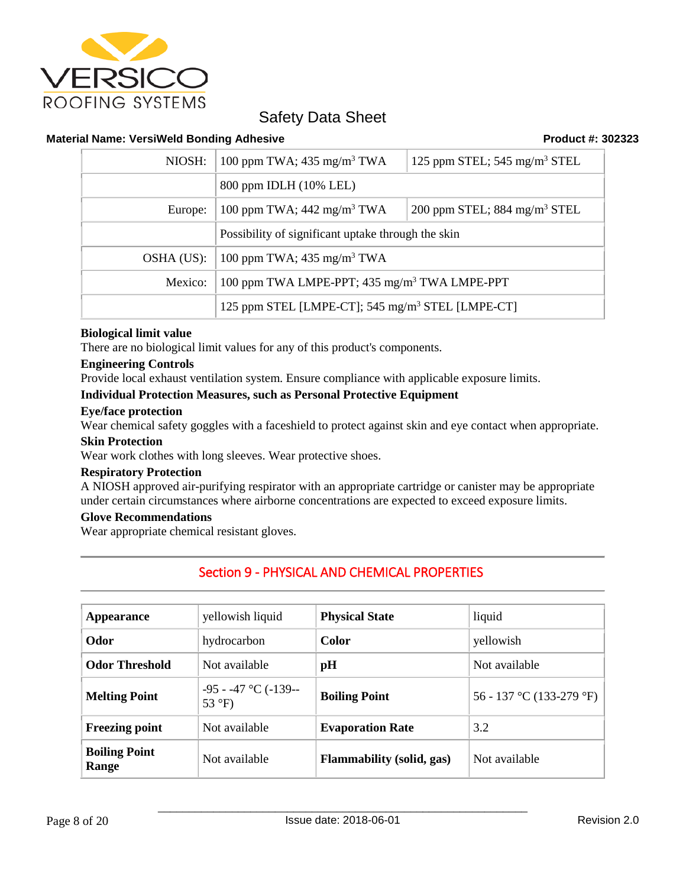| NIOSH: | 100 ppm TWA; 435 mg/m³ TWA | 125 ppm STEL; 545 mg/m³ STEL |
|---|---|---|
| | 800 ppm IDLH (10% LEL) | |
| Europe: | 100 ppm TWA; 442 mg/m³ TWA | 200 ppm STEL; 884 mg/m³ STEL |
| | Possibility of significant uptake through the skin | |
| OSHA (US): | 100 ppm TWA; 435 mg/m³ TWA | |
| Mexico: | 100 ppm TWA LMPE-PPT; 435 mg/m³ TWA LMPE-PPT | |
| | 125 ppm STEL [LMPE-CT]; 545 mg/m³ STEL [LMPE-CT] | |

**Biological limit value**
There are no biological limit values for any of this product's components.

**Engineering Controls**
Provide local exhaust ventilation system. Ensure compliance with applicable exposure limits.

**Individual Protection Measures, such as Personal Protective Equipment**

**Eye/face protection**
Wear chemical safety goggles with a faceshield to protect against skin and eye contact when appropriate.

**Skin Protection**
Wear work clothes with long sleeves. Wear protective shoes.

**Respiratory Protection**
A NIOSH approved air-purifying respirator with an appropriate cartridge or canister may be appropriate under certain circumstances where airborne concentrations are expected to exceed exposure limits.

**Glove Recommendations**
Wear appropriate chemical resistant gloves.

## Section 9 - PHYSICAL AND CHEMICAL PROPERTIES

| Appearance | yellowish liquid | Physical State | liquid |
|---|---|---|---|
| Odor | hydrocarbon | Color | yellowish |
| Odor Threshold | Not available | pH | Not available |
| Melting Point | -95 - -47 °C (-139--53 °F) | Boiling Point | 56 - 137 °C (133-279 °F) |
| Freezing point | Not available | Evaporation Rate | 3.2 |
| Boiling Point Range | Not available | Flammability (solid, gas) | Not available |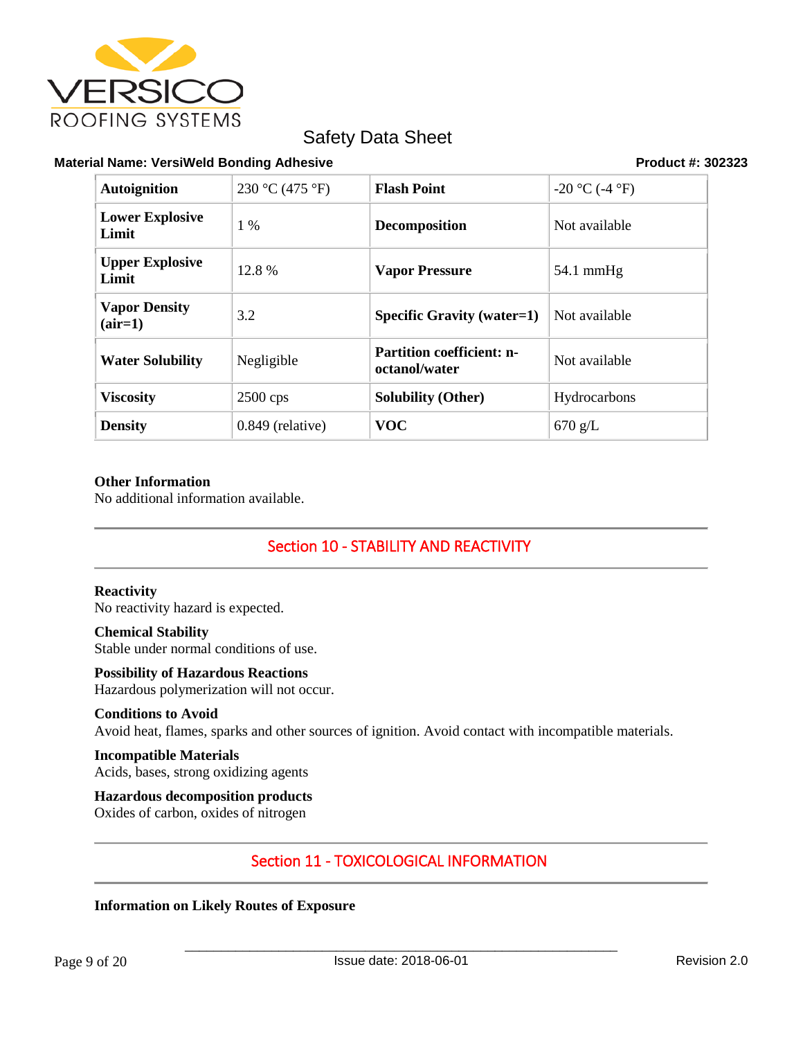| Autoignition | 230 °C (475 °F) | Flash Point | -20 °C (-4 °F) |
|---|---|---|---|
| Lower Explosive Limit | 1 % | Decomposition | Not available |
| Upper Explosive Limit | 12.8 % | Vapor Pressure | 54.1 mmHg |
| Vapor Density (air=1) | 3.2 | Specific Gravity (water=1) | Not available |
| Water Solubility | Negligible | Partition coefficient: n-octanol/water | Not available |
| Viscosity | 2500 cps | Solubility (Other) | Hydrocarbons |
| Density | 0.849 (relative) | VOC | 670 g/L |

**Other Information**
No additional information available.

## Section 10 - STABILITY AND REACTIVITY

**Reactivity**
No reactivity hazard is expected.

**Chemical Stability**
Stable under normal conditions of use.

**Possibility of Hazardous Reactions**
Hazardous polymerization will not occur.

**Conditions to Avoid**
Avoid heat, flames, sparks and other sources of ignition. Avoid contact with incompatible materials.

**Incompatible Materials**
Acids, bases, strong oxidizing agents

**Hazardous decomposition products**
Oxides of carbon, oxides of nitrogen

## Section 11 - TOXICOLOGICAL INFORMATION

**Information on Likely Routes of Exposure**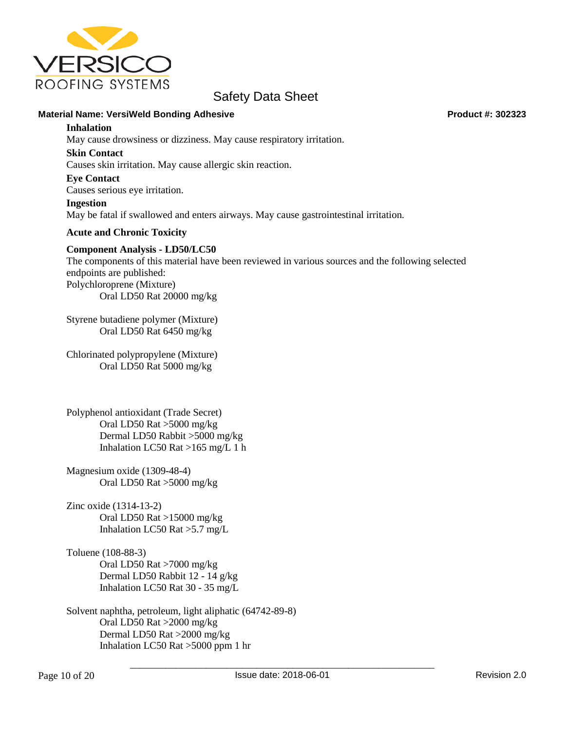**Inhalation**

May cause drowsiness or dizziness. May cause respiratory irritation.

**Skin Contact**

Causes skin irritation. May cause allergic skin reaction.

**Eye Contact**

Causes serious eye irritation.

**Ingestion**

May be fatal if swallowed and enters airways. May cause gastrointestinal irritation.

**Acute and Chronic Toxicity**

**Component Analysis - LD50/LC50**

The components of this material have been reviewed in various sources and the following selected endpoints are published:

Polychloroprene (Mixture)
- Oral LD50 Rat 20000 mg/kg

Styrene butadiene polymer (Mixture)
- Oral LD50 Rat 6450 mg/kg

Chlorinated polypropylene (Mixture)
- Oral LD50 Rat 5000 mg/kg

Polyphenol antioxidant (Trade Secret)
- Oral LD50 Rat >5000 mg/kg
- Dermal LD50 Rabbit >5000 mg/kg
- Inhalation LC50 Rat >165 mg/L 1 h

Magnesium oxide (1309-48-4)
- Oral LD50 Rat >5000 mg/kg

Zinc oxide (1314-13-2)
- Oral LD50 Rat >15000 mg/kg
- Inhalation LC50 Rat >5.7 mg/L

Toluene (108-88-3)
- Oral LD50 Rat >7000 mg/kg
- Dermal LD50 Rabbit 12 - 14 g/kg
- Inhalation LC50 Rat 30 - 35 mg/L

Solvent naphtha, petroleum, light aliphatic (64742-89-8)
- Oral LD50 Rat >2000 mg/kg
- Dermal LD50 Rat >2000 mg/kg
- Inhalation LC50 Rat >5000 ppm 1 hr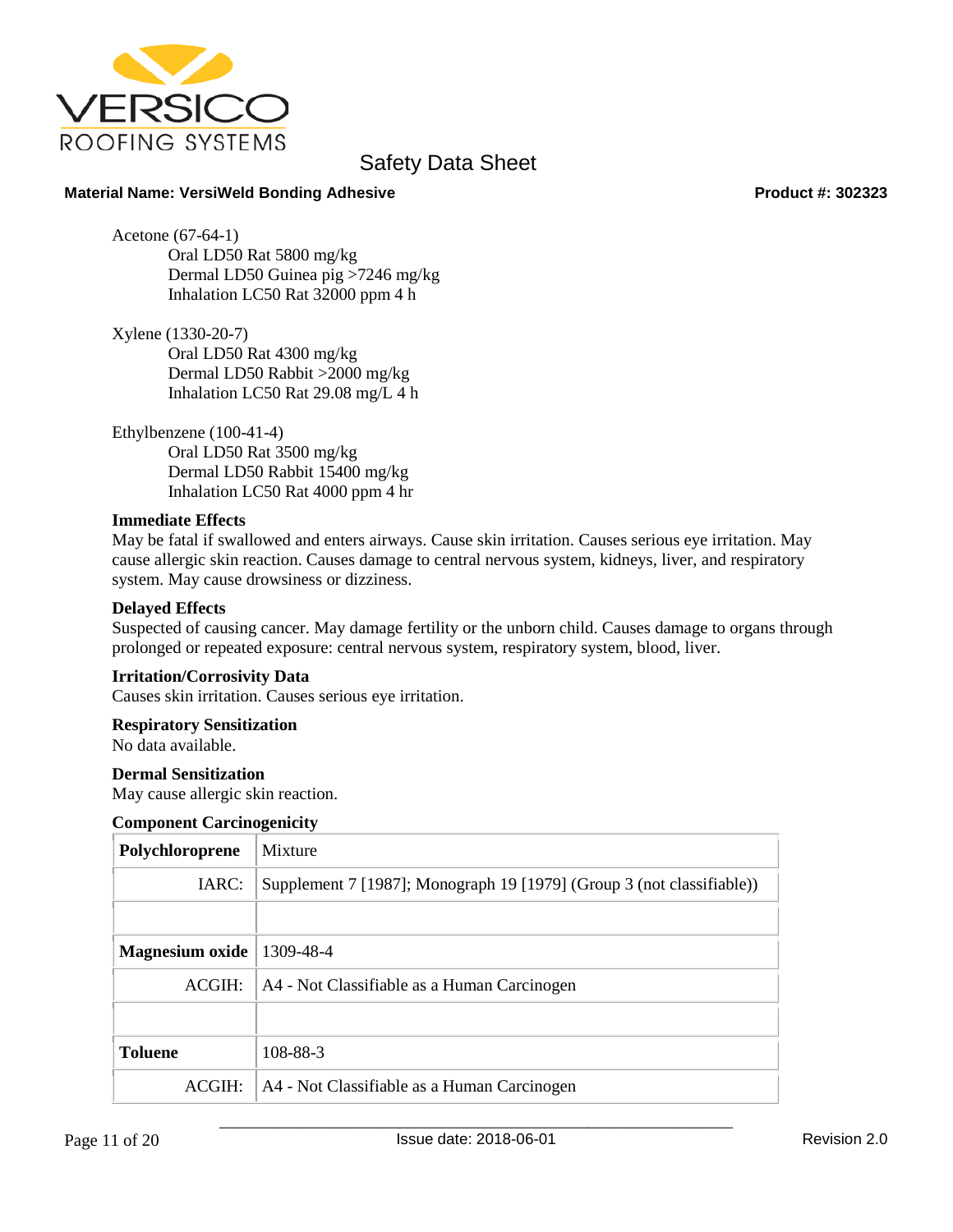Acetone (67-64-1)
Oral LD50 Rat 5800 mg/kg
Dermal LD50 Guinea pig >7246 mg/kg
Inhalation LC50 Rat 32000 ppm 4 h

Xylene (1330-20-7)
Oral LD50 Rat 4300 mg/kg
Dermal LD50 Rabbit >2000 mg/kg
Inhalation LC50 Rat 29.08 mg/L 4 h

Ethylbenzene (100-41-4)
Oral LD50 Rat 3500 mg/kg
Dermal LD50 Rabbit 15400 mg/kg
Inhalation LC50 Rat 4000 ppm 4 hr

**Immediate Effects**

May be fatal if swallowed and enters airways. Cause skin irritation. Causes serious eye irritation. May cause allergic skin reaction. Causes damage to central nervous system, kidneys, liver, and respiratory system. May cause drowsiness or dizziness.

**Delayed Effects**

Suspected of causing cancer. May damage fertility or the unborn child. Causes damage to organs through prolonged or repeated exposure: central nervous system, respiratory system, blood, liver.

**Irritation/Corrosivity Data**

Causes skin irritation. Causes serious eye irritation.

**Respiratory Sensitization**

No data available.

**Dermal Sensitization**

May cause allergic skin reaction.

**Component Carcinogenicity**

| **Polychloroprene** | Mixture |
|---|---|
| IARC: | Supplement 7 [1987]; Monograph 19 [1979] (Group 3 (not classifiable)) |
| | |
| **Magnesium oxide** | 1309-48-4 |
| ACGIH: | A4 - Not Classifiable as a Human Carcinogen |
| | |
| **Toluene** | 108-88-3 |
| ACGIH: | A4 - Not Classifiable as a Human Carcinogen |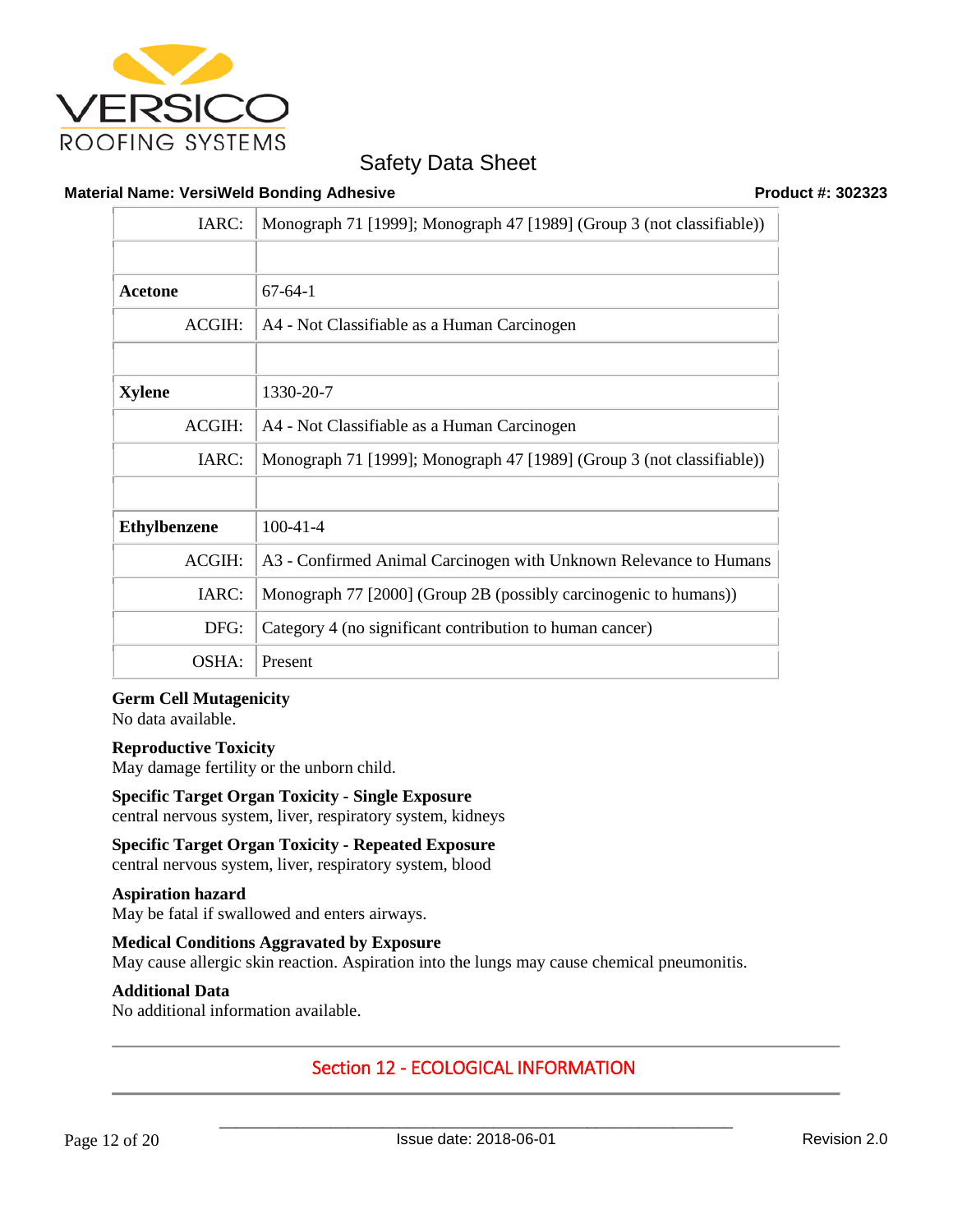| | |
|---|---|
| IARC: | Monograph 71 [1999]; Monograph 47 [1989] (Group 3 (not classifiable)) |
| | |
| **Acetone** | 67-64-1 |
| ACGIH: | A4 - Not Classifiable as a Human Carcinogen |
| | |
| **Xylene** | 1330-20-7 |
| ACGIH: | A4 - Not Classifiable as a Human Carcinogen |
| IARC: | Monograph 71 [1999]; Monograph 47 [1989] (Group 3 (not classifiable)) |
| | |
| **Ethylbenzene** | 100-41-4 |
| ACGIH: | A3 - Confirmed Animal Carcinogen with Unknown Relevance to Humans |
| IARC: | Monograph 77 [2000] (Group 2B (possibly carcinogenic to humans)) |
| DFG: | Category 4 (no significant contribution to human cancer) |
| OSHA: | Present |

**Germ Cell Mutagenicity**
No data available.

**Reproductive Toxicity**
May damage fertility or the unborn child.

**Specific Target Organ Toxicity - Single Exposure**
central nervous system, liver, respiratory system, kidneys

**Specific Target Organ Toxicity - Repeated Exposure**
central nervous system, liver, respiratory system, blood

**Aspiration hazard**
May be fatal if swallowed and enters airways.

**Medical Conditions Aggravated by Exposure**
May cause allergic skin reaction. Aspiration into the lungs may cause chemical pneumonitis.

**Additional Data**
No additional information available.

## Section 12 - ECOLOGICAL INFORMATION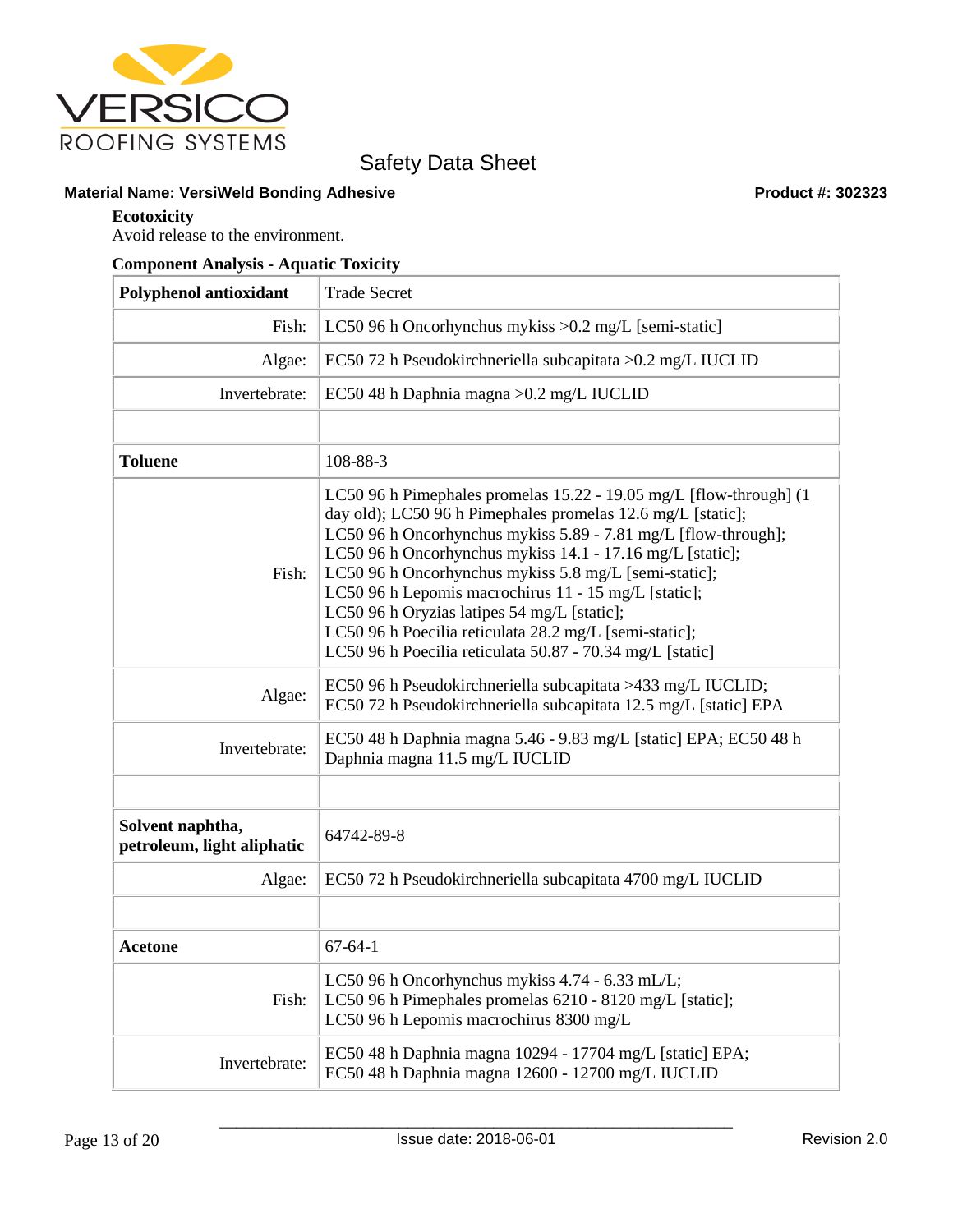### Ecotoxicity

Avoid release to the environment.

### Component Analysis - Aquatic Toxicity

| **Polyphenol antioxidant** | Trade Secret |
|---|---|
| Fish: | LC50 96 h Oncorhynchus mykiss >0.2 mg/L [semi-static] |
| Algae: | EC50 72 h Pseudokirchneriella subcapitata >0.2 mg/L IUCLID |
| Invertebrate: | EC50 48 h Daphnia magna >0.2 mg/L IUCLID |
| | |
| **Toluene** | 108-88-3 |
| Fish: | LC50 96 h Pimephales promelas 15.22 - 19.05 mg/L [flow-through] (1 day old); LC50 96 h Pimephales promelas 12.6 mg/L [static]; LC50 96 h Oncorhynchus mykiss 5.89 - 7.81 mg/L [flow-through]; LC50 96 h Oncorhynchus mykiss 14.1 - 17.16 mg/L [static]; LC50 96 h Oncorhynchus mykiss 5.8 mg/L [semi-static]; LC50 96 h Lepomis macrochirus 11 - 15 mg/L [static]; LC50 96 h Oryzias latipes 54 mg/L [static]; LC50 96 h Poecilia reticulata 28.2 mg/L [semi-static]; LC50 96 h Poecilia reticulata 50.87 - 70.34 mg/L [static] |
| Algae: | EC50 96 h Pseudokirchneriella subcapitata >433 mg/L IUCLID; EC50 72 h Pseudokirchneriella subcapitata 12.5 mg/L [static] EPA |
| Invertebrate: | EC50 48 h Daphnia magna 5.46 - 9.83 mg/L [static] EPA; EC50 48 h Daphnia magna 11.5 mg/L IUCLID |
| | |
| **Solvent naphtha, petroleum, light aliphatic** | 64742-89-8 |
| Algae: | EC50 72 h Pseudokirchneriella subcapitata 4700 mg/L IUCLID |
| | |
| **Acetone** | 67-64-1 |
| Fish: | LC50 96 h Oncorhynchus mykiss 4.74 - 6.33 mL/L; LC50 96 h Pimephales promelas 6210 - 8120 mg/L [static]; LC50 96 h Lepomis macrochirus 8300 mg/L |
| Invertebrate: | EC50 48 h Daphnia magna 10294 - 17704 mg/L [static] EPA; EC50 48 h Daphnia magna 12600 - 12700 mg/L IUCLID |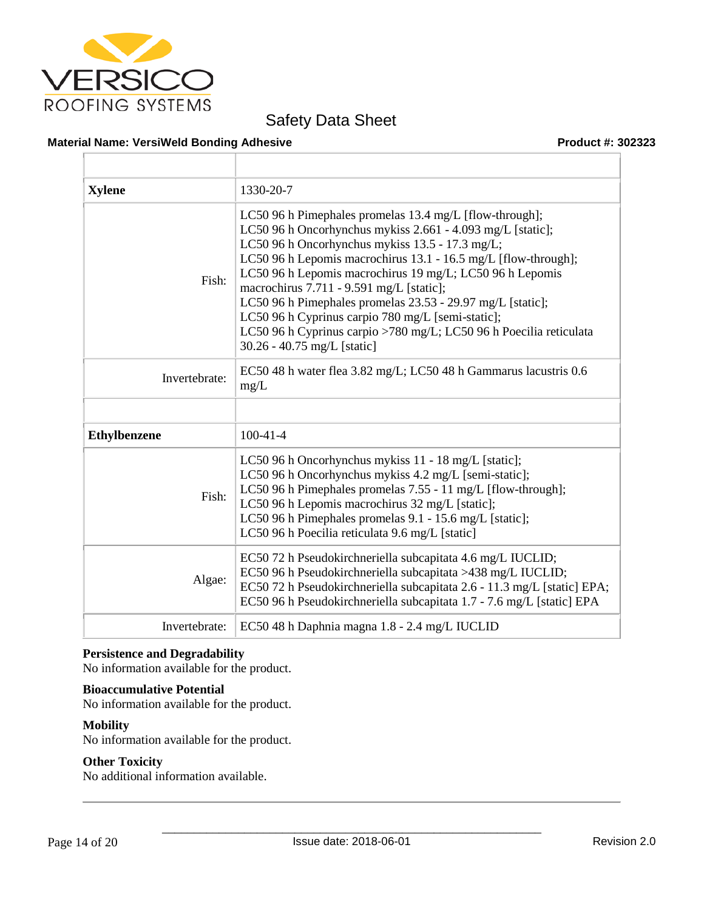| | |
|---|---|
| **Xylene** | 1330-20-7 |
| Fish: | LC50 96 h Pimephales promelas 13.4 mg/L [flow-through]; LC50 96 h Oncorhynchus mykiss 2.661 - 4.093 mg/L [static]; LC50 96 h Oncorhynchus mykiss 13.5 - 17.3 mg/L; LC50 96 h Lepomis macrochirus 13.1 - 16.5 mg/L [flow-through]; LC50 96 h Lepomis macrochirus 19 mg/L; LC50 96 h Lepomis macrochirus 7.711 - 9.591 mg/L [static]; LC50 96 h Pimephales promelas 23.53 - 29.97 mg/L [static]; LC50 96 h Cyprinus carpio 780 mg/L [semi-static]; LC50 96 h Cyprinus carpio >780 mg/L; LC50 96 h Poecilia reticulata 30.26 - 40.75 mg/L [static] |
| Invertebrate: | EC50 48 h water flea 3.82 mg/L; LC50 48 h Gammarus lacustris 0.6 mg/L |
| | |
| **Ethylbenzene** | 100-41-4 |
| Fish: | LC50 96 h Oncorhynchus mykiss 11 - 18 mg/L [static]; LC50 96 h Oncorhynchus mykiss 4.2 mg/L [semi-static]; LC50 96 h Pimephales promelas 7.55 - 11 mg/L [flow-through]; LC50 96 h Lepomis macrochirus 32 mg/L [static]; LC50 96 h Pimephales promelas 9.1 - 15.6 mg/L [static]; LC50 96 h Poecilia reticulata 9.6 mg/L [static] |
| Algae: | EC50 72 h Pseudokirchneriella subcapitata 4.6 mg/L IUCLID; EC50 96 h Pseudokirchneriella subcapitata >438 mg/L IUCLID; EC50 72 h Pseudokirchneriella subcapitata 2.6 - 11.3 mg/L [static] EPA; EC50 96 h Pseudokirchneriella subcapitata 1.7 - 7.6 mg/L [static] EPA |
| Invertebrate: | EC50 48 h Daphnia magna 1.8 - 2.4 mg/L IUCLID |

**Persistence and Degradability**
No information available for the product.

**Bioaccumulative Potential**
No information available for the product.

**Mobility**
No information available for the product.

**Other Toxicity**
No additional information available.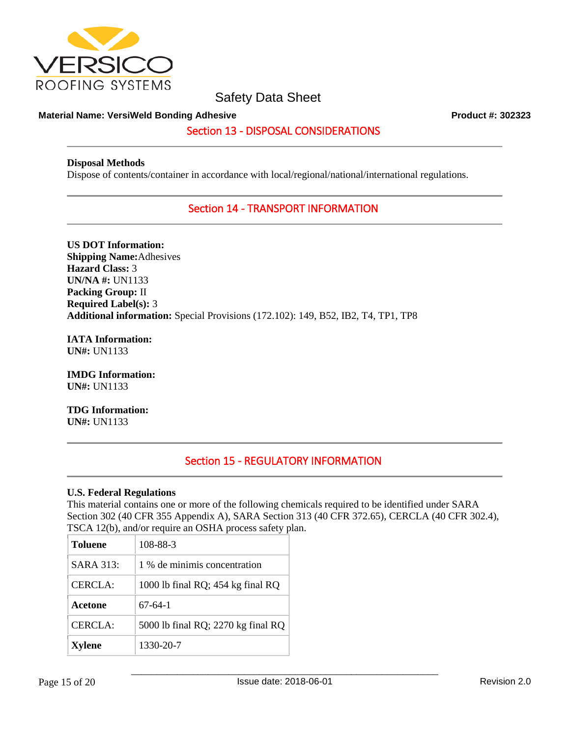## Section 13 - DISPOSAL CONSIDERATIONS

**Disposal Methods**

Dispose of contents/container in accordance with local/regional/national/international regulations.

## Section 14 - TRANSPORT INFORMATION

**US DOT Information:**
**Shipping Name:** Adhesives
**Hazard Class:** 3
**UN/NA #:** UN1133
**Packing Group:** II
**Required Label(s):** 3
**Additional information:** Special Provisions (172.102): 149, B52, IB2, T4, TP1, TP8

**IATA Information:**
**UN#:** UN1133

**IMDG Information:**
**UN#:** UN1133

**TDG Information:**
**UN#:** UN1133

## Section 15 - REGULATORY INFORMATION

**U.S. Federal Regulations**

This material contains one or more of the following chemicals required to be identified under SARA Section 302 (40 CFR 355 Appendix A), SARA Section 313 (40 CFR 372.65), CERCLA (40 CFR 302.4), TSCA 12(b), and/or require an OSHA process safety plan.

| **Toluene** | 108-88-3 |
|---|---|
| SARA 313: | 1 % de minimis concentration |
| CERCLA: | 1000 lb final RQ; 454 kg final RQ |
| **Acetone** | 67-64-1 |
| CERCLA: | 5000 lb final RQ; 2270 kg final RQ |
| **Xylene** | 1330-20-7 |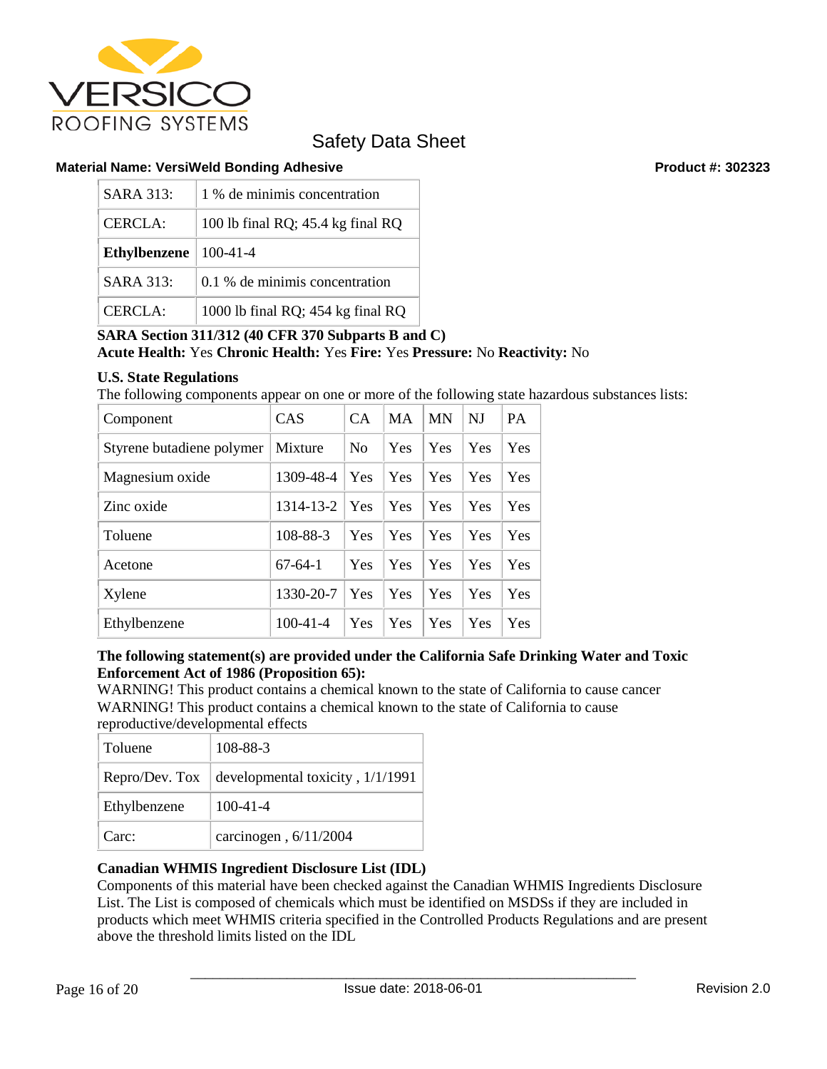| | |
|---|---|
| SARA 313: | 1 % de minimis concentration |
| CERCLA: | 100 lb final RQ; 45.4 kg final RQ |
| **Ethylbenzene** | 100-41-4 |
| SARA 313: | 0.1 % de minimis concentration |
| CERCLA: | 1000 lb final RQ; 454 kg final RQ |

**SARA Section 311/312 (40 CFR 370 Subparts B and C)**
**Acute Health:** Yes **Chronic Health:** Yes **Fire:** Yes **Pressure:** No **Reactivity:** No

**U.S. State Regulations**
The following components appear on one or more of the following state hazardous substances lists:

| Component | CAS | CA | MA | MN | NJ | PA |
|---|---|---|---|---|---|---|
| Styrene butadiene polymer | Mixture | No | Yes | Yes | Yes | Yes |
| Magnesium oxide | 1309-48-4 | Yes | Yes | Yes | Yes | Yes |
| Zinc oxide | 1314-13-2 | Yes | Yes | Yes | Yes | Yes |
| Toluene | 108-88-3 | Yes | Yes | Yes | Yes | Yes |
| Acetone | 67-64-1 | Yes | Yes | Yes | Yes | Yes |
| Xylene | 1330-20-7 | Yes | Yes | Yes | Yes | Yes |
| Ethylbenzene | 100-41-4 | Yes | Yes | Yes | Yes | Yes |

**The following statement(s) are provided under the California Safe Drinking Water and Toxic Enforcement Act of 1986 (Proposition 65):**
WARNING! This product contains a chemical known to the state of California to cause cancer
WARNING! This product contains a chemical known to the state of California to cause reproductive/developmental effects

| | |
|---|---|
| Toluene | 108-88-3 |
| Repro/Dev. Tox | developmental toxicity , 1/1/1991 |
| Ethylbenzene | 100-41-4 |
| Carc: | carcinogen , 6/11/2004 |

**Canadian WHMIS Ingredient Disclosure List (IDL)**
Components of this material have been checked against the Canadian WHMIS Ingredients Disclosure List. The List is composed of chemicals which must be identified on MSDSs if they are included in products which meet WHMIS criteria specified in the Controlled Products Regulations and are present above the threshold limits listed on the IDL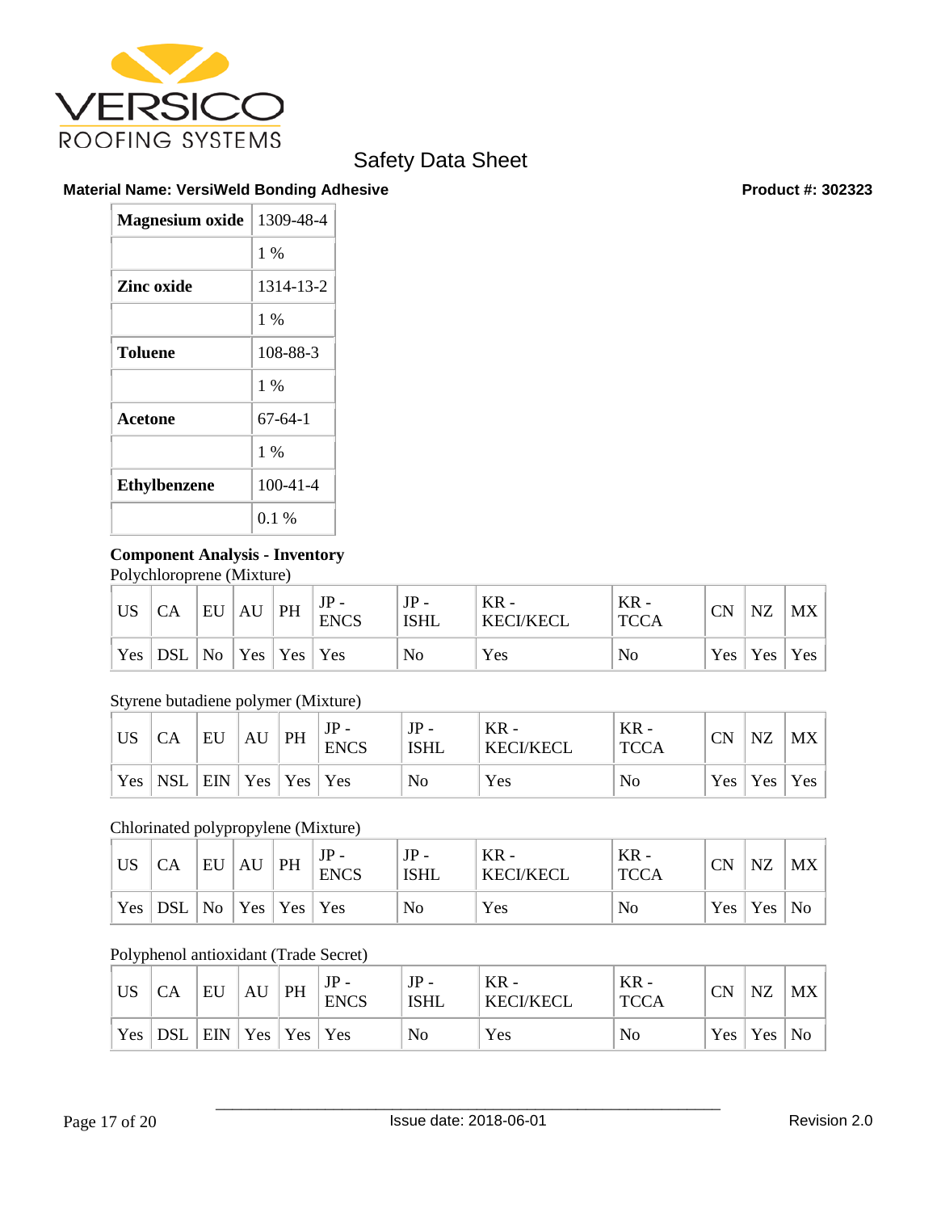Safety Data Sheet

**Material Name: VersiWeld Bonding Adhesive** **Product #: 302323**

| **Magnesium oxide** | 1309-48-4 |
|---|---|
| | 1 % |
| **Zinc oxide** | 1314-13-2 |
| | 1 % |
| **Toluene** | 108-88-3 |
| | 1 % |
| **Acetone** | 67-64-1 |
| | 1 % |
| **Ethylbenzene** | 100-41-4 |
| | 0.1 % |

**Component Analysis - Inventory**

Polychloroprene (Mixture)

| US | CA | EU | AU | PH | JP - ENCS | JP - ISHL | KR - KECI/KECL | KR - TCCA | CN | NZ | MX |
|---|---|---|---|---|---|---|---|---|---|---|---|
| Yes | DSL | No | Yes | Yes | Yes | No | Yes | No | Yes | Yes | Yes |

Styrene butadiene polymer (Mixture)

| US | CA | EU | AU | PH | JP - ENCS | JP - ISHL | KR - KECI/KECL | KR - TCCA | CN | NZ | MX |
|---|---|---|---|---|---|---|---|---|---|---|---|
| Yes | NSL | EIN | Yes | Yes | Yes | No | Yes | No | Yes | Yes | Yes |

Chlorinated polypropylene (Mixture)

| US | CA | EU | AU | PH | JP - ENCS | JP - ISHL | KR - KECI/KECL | KR - TCCA | CN | NZ | MX |
|---|---|---|---|---|---|---|---|---|---|---|---|
| Yes | DSL | No | Yes | Yes | Yes | No | Yes | No | Yes | Yes | No |

Polyphenol antioxidant (Trade Secret)

| US | CA | EU | AU | PH | JP - ENCS | JP - ISHL | KR - KECI/KECL | KR - TCCA | CN | NZ | MX |
|---|---|---|---|---|---|---|---|---|---|---|---|
| Yes | DSL | EIN | Yes | Yes | Yes | No | Yes | No | Yes | Yes | No |

Issue date: 2018-06-01 Revision 2.0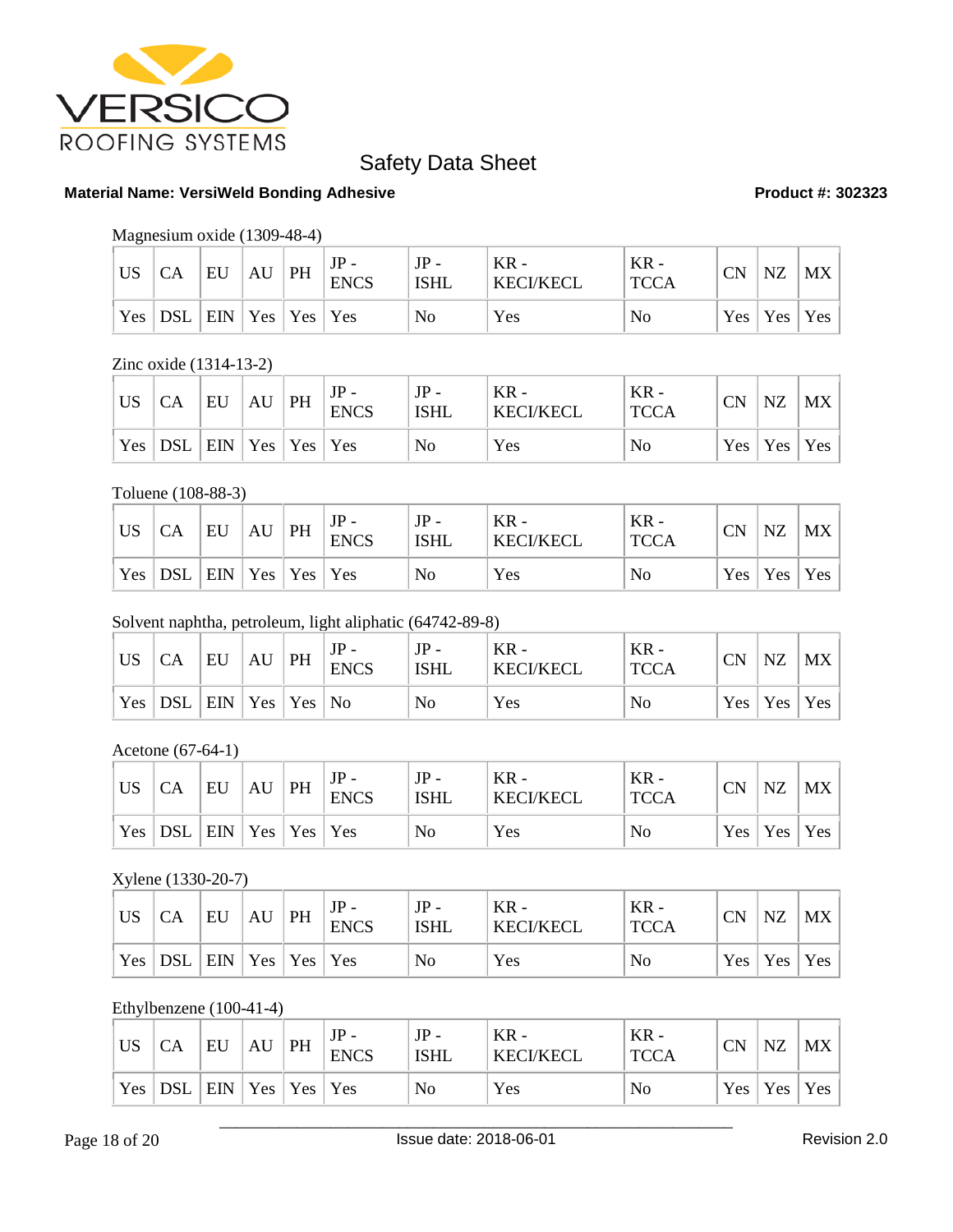Safety Data Sheet

**Material Name: VersiWeld Bonding Adhesive** **Product #: 302323**

Magnesium oxide (1309-48-4)

| US | CA | EU | AU | PH | JP - ENCS | JP - ISHL | KR - KECI/KECL | KR - TCCA | CN | NZ | MX |
|---|---|---|---|---|---|---|---|---|---|---|---|
| Yes | DSL | EIN | Yes | Yes | Yes | No | Yes | No | Yes | Yes | Yes |

Zinc oxide (1314-13-2)

| US | CA | EU | AU | PH | JP - ENCS | JP - ISHL | KR - KECI/KECL | KR - TCCA | CN | NZ | MX |
|---|---|---|---|---|---|---|---|---|---|---|---|
| Yes | DSL | EIN | Yes | Yes | Yes | No | Yes | No | Yes | Yes | Yes |

Toluene (108-88-3)

| US | CA | EU | AU | PH | JP - ENCS | JP - ISHL | KR - KECI/KECL | KR - TCCA | CN | NZ | MX |
|---|---|---|---|---|---|---|---|---|---|---|---|
| Yes | DSL | EIN | Yes | Yes | Yes | No | Yes | No | Yes | Yes | Yes |

Solvent naphtha, petroleum, light aliphatic (64742-89-8)

| US | CA | EU | AU | PH | JP - ENCS | JP - ISHL | KR - KECI/KECL | KR - TCCA | CN | NZ | MX |
|---|---|---|---|---|---|---|---|---|---|---|---|
| Yes | DSL | EIN | Yes | Yes | No | No | Yes | No | Yes | Yes | Yes |

Acetone (67-64-1)

| US | CA | EU | AU | PH | JP - ENCS | JP - ISHL | KR - KECI/KECL | KR - TCCA | CN | NZ | MX |
|---|---|---|---|---|---|---|---|---|---|---|---|
| Yes | DSL | EIN | Yes | Yes | Yes | No | Yes | No | Yes | Yes | Yes |

Xylene (1330-20-7)

| US | CA | EU | AU | PH | JP - ENCS | JP - ISHL | KR - KECI/KECL | KR - TCCA | CN | NZ | MX |
|---|---|---|---|---|---|---|---|---|---|---|---|
| Yes | DSL | EIN | Yes | Yes | Yes | No | Yes | No | Yes | Yes | Yes |

Ethylbenzene (100-41-4)

| US | CA | EU | AU | PH | JP - ENCS | JP - ISHL | KR - KECI/KECL | KR - TCCA | CN | NZ | MX |
|---|---|---|---|---|---|---|---|---|---|---|---|
| Yes | DSL | EIN | Yes | Yes | Yes | No | Yes | No | Yes | Yes | Yes |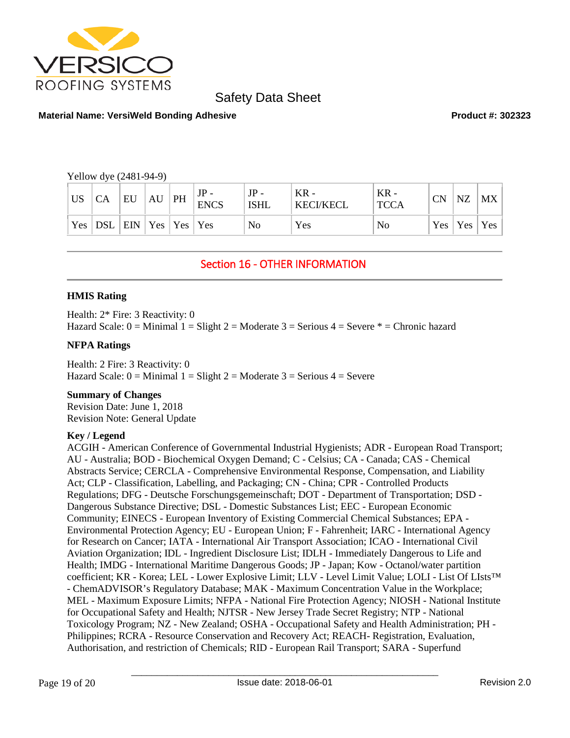Yellow dye (2481-94-9)

| US | CA | EU | AU | PH | JP - ENCS | JP - ISHL | KR - KECI/KECL | KR - TCCA | CN | NZ | MX |
|---|---|---|---|---|---|---|---|---|---|---|---|
| Yes | DSL | EIN | Yes | Yes | Yes | No | Yes | No | Yes | Yes | Yes |

## Section 16 - OTHER INFORMATION

**HMIS Rating**

Health: 2* Fire: 3 Reactivity: 0
Hazard Scale: 0 = Minimal 1 = Slight 2 = Moderate 3 = Serious 4 = Severe * = Chronic hazard

**NFPA Ratings**

Health: 2 Fire: 3 Reactivity: 0
Hazard Scale: 0 = Minimal 1 = Slight 2 = Moderate 3 = Serious 4 = Severe

**Summary of Changes**
Revision Date: June 1, 2018
Revision Note: General Update

**Key / Legend**
ACGIH - American Conference of Governmental Industrial Hygienists; ADR - European Road Transport; AU - Australia; BOD - Biochemical Oxygen Demand; C - Celsius; CA - Canada; CAS - Chemical Abstracts Service; CERCLA - Comprehensive Environmental Response, Compensation, and Liability Act; CLP - Classification, Labelling, and Packaging; CN - China; CPR - Controlled Products Regulations; DFG - Deutsche Forschungsgemeinschaft; DOT - Department of Transportation; DSD - Dangerous Substance Directive; DSL - Domestic Substances List; EEC - European Economic Community; EINECS - European Inventory of Existing Commercial Chemical Substances; EPA - Environmental Protection Agency; EU - European Union; F - Fahrenheit; IARC - International Agency for Research on Cancer; IATA - International Air Transport Association; ICAO - International Civil Aviation Organization; IDL - Ingredient Disclosure List; IDLH - Immediately Dangerous to Life and Health; IMDG - International Maritime Dangerous Goods; JP - Japan; Kow - Octanol/water partition coefficient; KR - Korea; LEL - Lower Explosive Limit; LLV - Level Limit Value; LOLI - List Of LIsts™ - ChemADVISOR's Regulatory Database; MAK - Maximum Concentration Value in the Workplace; MEL - Maximum Exposure Limits; NFPA - National Fire Protection Agency; NIOSH - National Institute for Occupational Safety and Health; NJTSR - New Jersey Trade Secret Registry; NTP - National Toxicology Program; NZ - New Zealand; OSHA - Occupational Safety and Health Administration; PH - Philippines; RCRA - Resource Conservation and Recovery Act; REACH- Registration, Evaluation, Authorisation, and restriction of Chemicals; RID - European Rail Transport; SARA - Superfund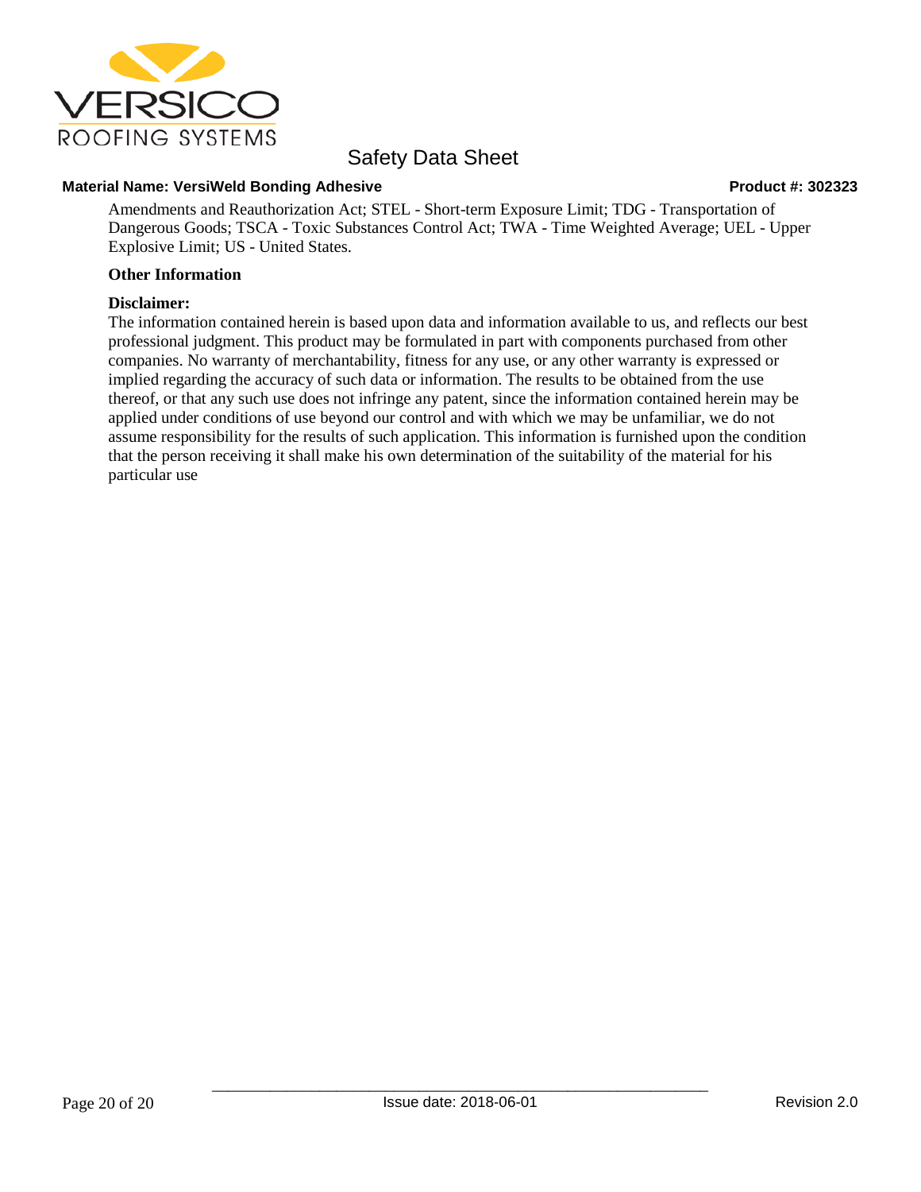Amendments and Reauthorization Act; STEL - Short-term Exposure Limit; TDG - Transportation of Dangerous Goods; TSCA - Toxic Substances Control Act; TWA - Time Weighted Average; UEL - Upper Explosive Limit; US - United States.

**Other Information**

**Disclaimer:**

The information contained herein is based upon data and information available to us, and reflects our best professional judgment. This product may be formulated in part with components purchased from other companies. No warranty of merchantability, fitness for any use, or any other warranty is expressed or implied regarding the accuracy of such data or information. The results to be obtained from the use thereof, or that any such use does not infringe any patent, since the information contained herein may be applied under conditions of use beyond our control and with which we may be unfamiliar, we do not assume responsibility for the results of such application. This information is furnished upon the condition that the person receiving it shall make his own determination of the suitability of the material for his particular use